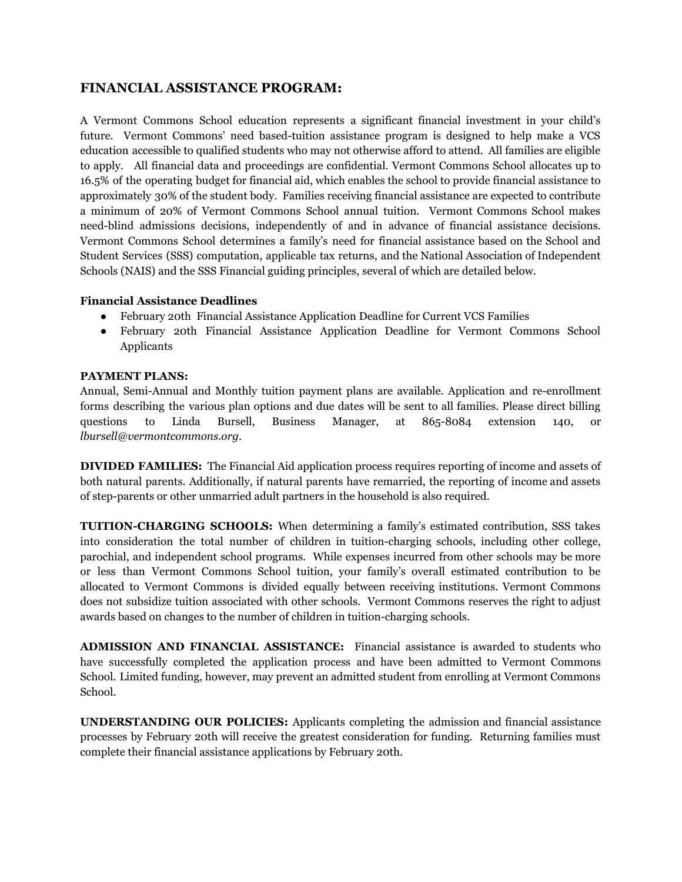## FINANCIAL ASSISTANCE PROGRAM:

A Vermont Commons School education represents a significant financial investment in your child's future. Vermont Commons' need based-tuition assistance program is designed to help make a VCS education accessible to qualified students who may not otherwise afford to attend. All families are eligible to apply. All financial data and proceedings are confidential. Vermont Commons School allocates up to 16.5% of the operating budget for financial aid, which enables the school to provide financial assistance to approximately 30% of the student body. Families receiving financial assistance are expected to contribute a minimum of 20% of Vermont Commons School annual tuition. Vermont Commons School makes need-blind admissions decisions, independently of and in advance of financial assistance decisions. Vermont Commons School determines a family's need for financial assistance based on the School and Student Services (SSS) computation, applicable tax returns, and the National Association of Independent Schools (NAIS) and the SSS Financial guiding principles, several of which are detailed below.

**Financial Assistance Deadlines**

- February 20th Financial Assistance Application Deadline for Current VCS Families
- February 20th Financial Assistance Application Deadline for Vermont Commons School Applicants

**PAYMENT PLANS:**
Annual, Semi-Annual and Monthly tuition payment plans are available. Application and re-enrollment forms describing the various plan options and due dates will be sent to all families. Please direct billing questions to Linda Bursell, Business Manager, at 865-8084 extension 140, or *lbursell@vermontcommons.org*.

**DIVIDED FAMILIES:** The Financial Aid application process requires reporting of income and assets of both natural parents. Additionally, if natural parents have remarried, the reporting of income and assets of step-parents or other unmarried adult partners in the household is also required.

**TUITION-CHARGING SCHOOLS:** When determining a family's estimated contribution, SSS takes into consideration the total number of children in tuition-charging schools, including other college, parochial, and independent school programs. While expenses incurred from other schools may be more or less than Vermont Commons School tuition, your family's overall estimated contribution to be allocated to Vermont Commons is divided equally between receiving institutions. Vermont Commons does not subsidize tuition associated with other schools. Vermont Commons reserves the right to adjust awards based on changes to the number of children in tuition-charging schools.

**ADMISSION AND FINANCIAL ASSISTANCE:** Financial assistance is awarded to students who have successfully completed the application process and have been admitted to Vermont Commons School. Limited funding, however, may prevent an admitted student from enrolling at Vermont Commons School.

**UNDERSTANDING OUR POLICIES:** Applicants completing the admission and financial assistance processes by February 20th will receive the greatest consideration for funding. Returning families must complete their financial assistance applications by February 20th.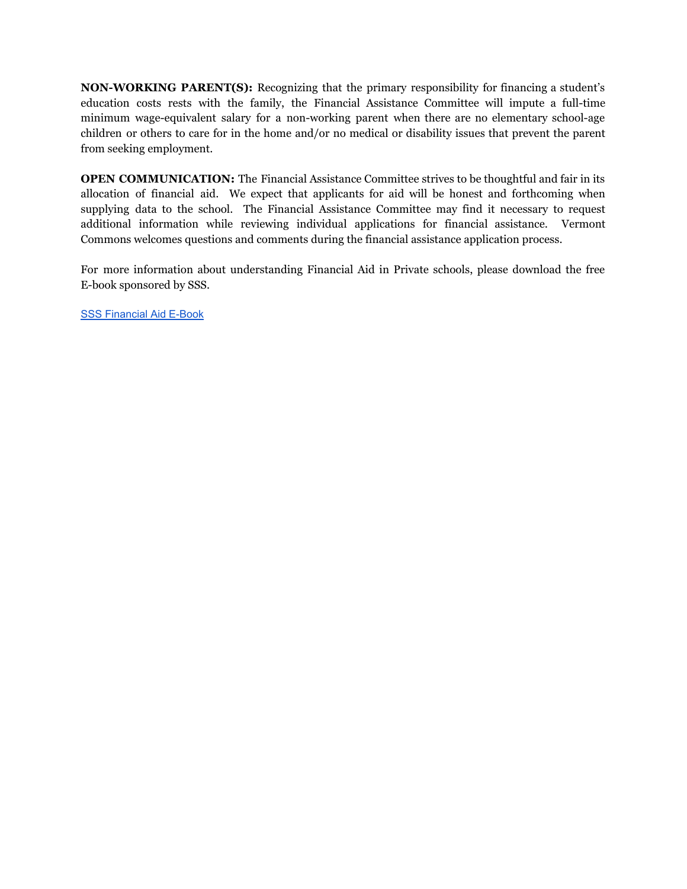**NON-WORKING PARENT(S):** Recognizing that the primary responsibility for financing a student's education costs rests with the family, the Financial Assistance Committee will impute a full-time minimum wage-equivalent salary for a non-working parent when there are no elementary school-age children or others to care for in the home and/or no medical or disability issues that prevent the parent from seeking employment.

**OPEN COMMUNICATION:** The Financial Assistance Committee strives to be thoughtful and fair in its allocation of financial aid. We expect that applicants for aid will be honest and forthcoming when supplying data to the school. The Financial Assistance Committee may find it necessary to request additional information while reviewing individual applications for financial assistance. Vermont Commons welcomes questions and comments during the financial assistance application process.

For more information about understanding Financial Aid in Private schools, please download the free E-book sponsored by SSS.

SSS Financial Aid E-Book